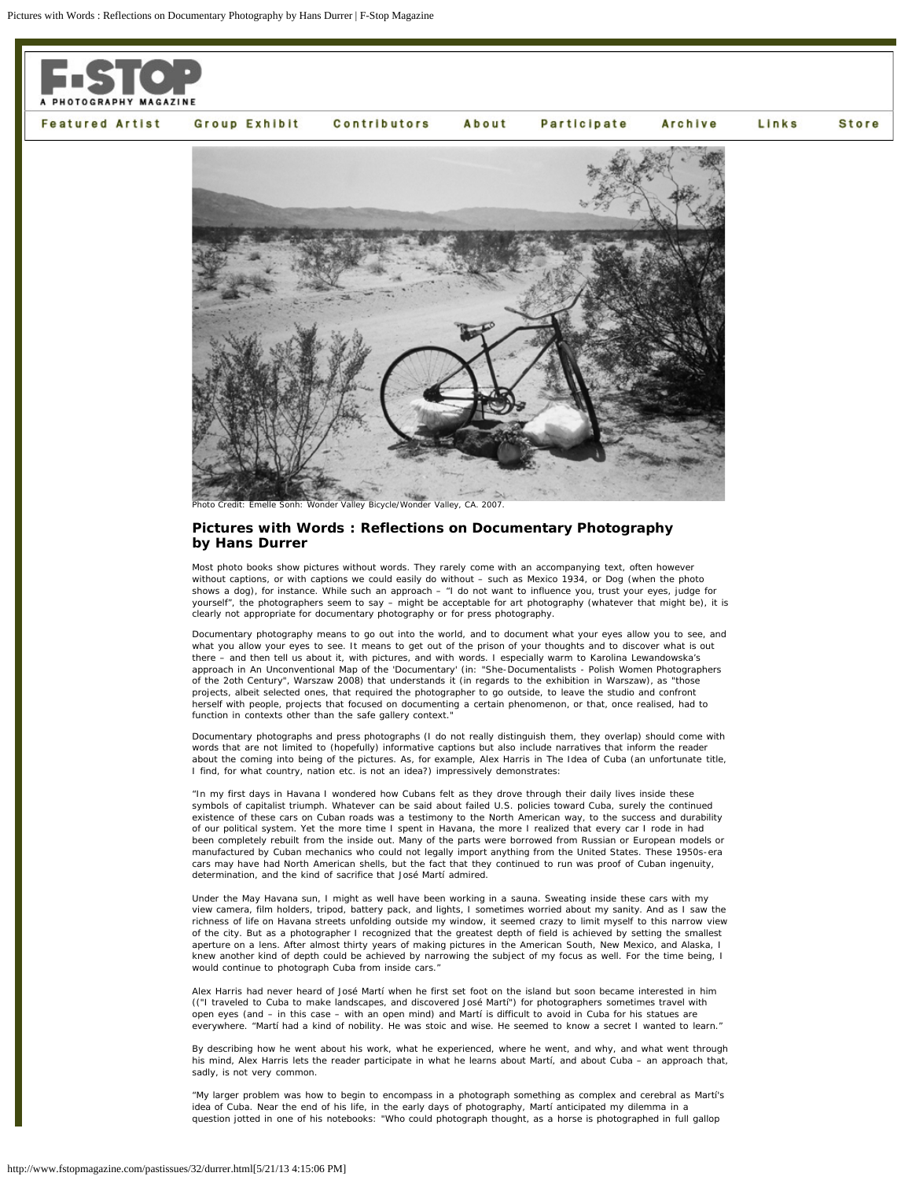Photo Credit: Emelle Sonh: Wonder Valley Bicycle/Wonder Valley, CA. 2007.

## Pictures with Words : Reflections on Documentary Photography by Hans Durrer

Most photo books show pictures without words. They rarely come with an accompanying text, often however without captions, or with captions we could easily do without – such as Mexico 1934, or Dog (when the photo shows a dog), for instance. While such an approach – "I do not want to influence you, trust your eyes, judge for yourself", the photographers seem to say – might be acceptable for art photography (whatever that might be), it is clearly not appropriate for documentary photography or for press photography.

Documentary photography means to go out into the world, and to document what your eyes allow you to see, and what you allow your eyes to see. It means to get out of the prison of your thoughts and to discover what is out there – and then tell us about it, with pictures, and with words. I especially warm to Karolina Lewandowska's approach in An Unconventional Map of the 'Documentary' (in: "She-Documentalists - Polish Women Photographers of the 2oth Century", Warszaw 2008) that understands it (in regards to the exhibition in Warszaw), as "those projects, albeit selected ones, that required the photographer to go outside, to leave the studio and confront herself with people, projects that focused on documenting a certain phenomenon, or that, once realised, had to function in contexts other than the safe gallery context."

Documentary photographs and press photographs (I do not really distinguish them, they overlap) should come with words that are not limited to (hopefully) informative captions but also include narratives that inform the reader about the coming into being of the pictures. As, for example, Alex Harris in The Idea of Cuba (an unfortunate title, I find, for what country, nation etc. is not an idea?) impressively demonstrates:

"In my first days in Havana I wondered how Cubans felt as they drove through their daily lives inside these symbols of capitalist triumph. Whatever can be said about failed U.S. policies toward Cuba, surely the continued existence of these cars on Cuban roads was a testimony to the North American way, to the success and durability of our political system. Yet the more time I spent in Havana, the more I realized that every car I rode in had been completely rebuilt from the inside out. Many of the parts were borrowed from Russian or European models or manufactured by Cuban mechanics who could not legally import anything from the United States. These 1950s-era cars may have had North American shells, but the fact that they continued to run was proof of Cuban ingenuity, determination, and the kind of sacrifice that José Martí admired.

Under the May Havana sun, I might as well have been working in a sauna. Sweating inside these cars with my view camera, film holders, tripod, battery pack, and lights, I sometimes worried about my sanity. And as I saw the richness of life on Havana streets unfolding outside my window, it seemed crazy to limit myself to this narrow view of the city. But as a photographer I recognized that the greatest depth of field is achieved by setting the smallest aperture on a lens. After almost thirty years of making pictures in the American South, New Mexico, and Alaska, I knew another kind of depth could be achieved by narrowing the subject of my focus as well. For the time being, I would continue to photograph Cuba from inside cars."

Alex Harris had never heard of José Martí when he first set foot on the island but soon became interested in him (("I traveled to Cuba to make landscapes, and discovered José Martí") for photographers sometimes travel with open eyes (and – in this case – with an open mind) and Martí is difficult to avoid in Cuba for his statues are everywhere. "Martí had a kind of nobility. He was stoic and wise. He seemed to know a secret I wanted to learn."

By describing how he went about his work, what he experienced, where he went, and why, and what went through his mind, Alex Harris lets the reader participate in what he learns about Martí, and about Cuba – an approach that, sadly, is not very common.

"My larger problem was how to begin to encompass in a photograph something as complex and cerebral as Martí's idea of Cuba. Near the end of his life, in the early days of photography, Martí anticipated my dilemma in a question jotted in one of his notebooks: "Who could photograph thought, as a horse is photographed in full gallop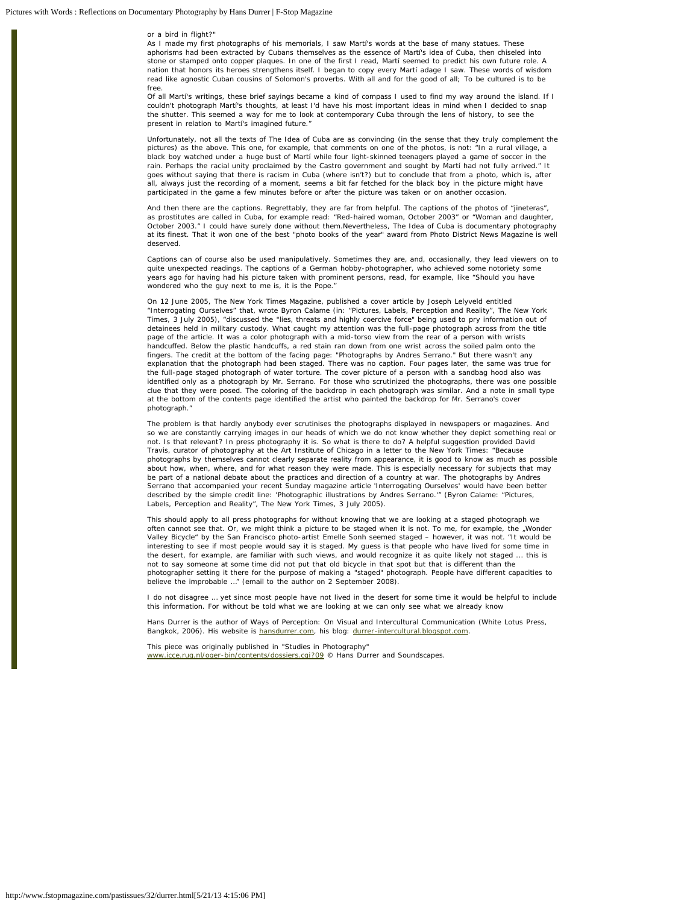or a bird in flight?"

As I made my first photographs of his memorials, I saw Martí's words at the base of many statues. These aphorisms had been extracted by Cubans themselves as the essence of Martí's idea of Cuba, then chiseled into stone or stamped onto copper plaques. In one of the first I read, Martí seemed to predict his own future role. A nation that honors its heroes strengthens itself. I began to copy every Martí adage I saw. These words of wisdom read like agnostic Cuban cousins of Solomon's proverbs. With all and for the good of all; To be cultured is to be free.

Of all Martí's writings, these brief sayings became a kind of compass I used to find my way around the island. If I couldn't photograph Martí's thoughts, at least I'd have his most important ideas in mind when I decided to snap the shutter. This seemed a way for me to look at contemporary Cuba through the lens of history, to see the present in relation to Martí's imagined future."

Unfortunately, not all the texts of The Idea of Cuba are as convincing (in the sense that they truly complement the pictures) as the above. This one, for example, that comments on one of the photos, is not: "In a rural village, a black boy watched under a huge bust of Martí while four light-skinned teenagers played a game of soccer in the rain. Perhaps the racial unity proclaimed by the Castro government and sought by Martí had not fully arrived." It goes without saying that there is racism in Cuba (where isn't?) but to conclude that from a photo, which is, after all, always just the recording of a moment, seems a bit far fetched for the black boy in the picture might have participated in the game a few minutes before or after the picture was taken or on another occasion.

And then there are the captions. Regrettably, they are far from helpful. The captions of the photos of "jineteras", as prostitutes are called in Cuba, for example read: "Red-haired woman, October 2003" or "Woman and daughter, October 2003." I could have surely done without them.Nevertheless, The Idea of Cuba is documentary photography at its finest. That it won one of the best "photo books of the year" award from Photo District News Magazine is well deserved.

Captions can of course also be used manipulatively. Sometimes they are, and, occasionally, they lead viewers on to quite unexpected readings. The captions of a German hobby-photographer, who achieved some notoriety some years ago for having had his picture taken with prominent persons, read, for example, like "Should you have wondered who the guy next to me is, it is the Pope."

On 12 June 2005, The New York Times Magazine, published a cover article by Joseph Lelyveld entitled "Interrogating Ourselves" that, wrote Byron Calame (in: "Pictures, Labels, Perception and Reality", The New York Times, 3 July 2005), "discussed the "lies, threats and highly coercive force" being used to pry information out of detainees held in military custody. What caught my attention was the full-page photograph across from the title page of the article. It was a color photograph with a mid-torso view from the rear of a person with wrists handcuffed. Below the plastic handcuffs, a red stain ran down from one wrist across the soiled palm onto the fingers. The credit at the bottom of the facing page: "Photographs by Andres Serrano." But there wasn't any explanation that the photograph had been staged. There was no caption. Four pages later, the same was true for the full-page staged photograph of water torture. The cover picture of a person with a sandbag hood also was identified only as a photograph by Mr. Serrano. For those who scrutinized the photographs, there was one possible clue that they were posed. The coloring of the backdrop in each photograph was similar. And a note in small type at the bottom of the contents page identified the artist who painted the backdrop for Mr. Serrano's cover photograph."

The problem is that hardly anybody ever scrutinises the photographs displayed in newspapers or magazines. And so we are constantly carrying images in our heads of which we do not know whether they depict something real or not. Is that relevant? In press photography it is. So what is there to do? A helpful suggestion provided David Travis, curator of photography at the Art Institute of Chicago in a letter to the New York Times: "Because photographs by themselves cannot clearly separate reality from appearance, it is good to know as much as possible about how, when, where, and for what reason they were made. This is especially necessary for subjects that may be part of a national debate about the practices and direction of a country at war. The photographs by Andres Serrano that accompanied your recent Sunday magazine article 'Interrogating Ourselves' would have been better described by the simple credit line: 'Photographic illustrations by Andres Serrano.'" (Byron Calame: "Pictures, Labels, Perception and Reality", The New York Times, 3 July 2005).

This should apply to all press photographs for without knowing that we are looking at a staged photograph we often cannot see that. Or, we might think a picture to be staged when it is not. To me, for example, the „Wonder Valley Bicycle" by the San Francisco photo-artist Emelle Sonh seemed staged – however, it was not. "It would be interesting to see if most people would say it is staged. My guess is that people who have lived for some time in the desert, for example, are familiar with such views, and would recognize it as quite likely not staged ... this is not to say someone at some time did not put that old bicycle in that spot but that is different than the photographer setting it there for the purpose of making a "staged" photograph. People have different capacities to believe the improbable ..." (email to the author on 2 September 2008).

I do not disagree ... yet since most people have not lived in the desert for some time it would be helpful to include this information. For without be told what we are looking at we can only see what we already know

Hans Durrer is the author of Ways of Perception: On Visual and Intercultural Communication (White Lotus Press, Bangkok, 2006). His website is hansdurrer.com, his blog: durrer-intercultural.blogspot.com.

This piece was originally published in "Studies in Photography"
www.icce.rug.nl/oger-bin/contents/dossiers.cgi?09 © Hans Durrer and Soundscapes.